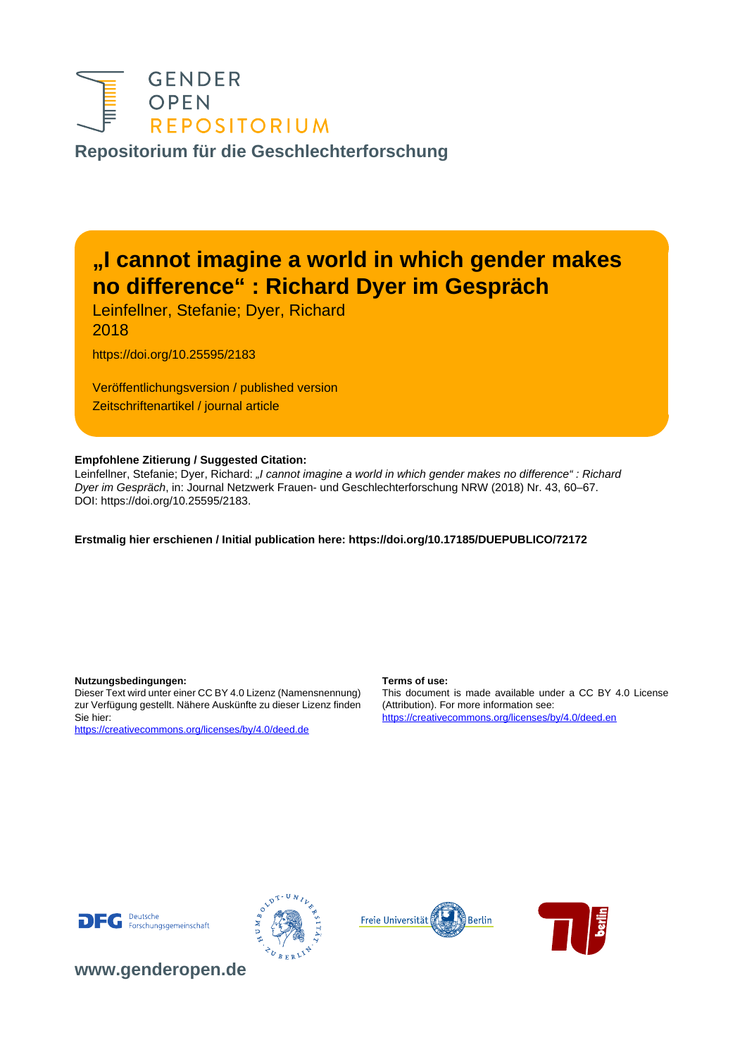GENDER
OPEN
REPOSITORIUM

**Repositorium für die Geschlechterforschung**

# „I cannot imagine a world in which gender makes no difference“ : Richard Dyer im Gespräch

Leinfellner, Stefanie; Dyer, Richard
2018

https://doi.org/10.25595/2183

Veröffentlichungsversion / published version
Zeitschriftenartikel / journal article

**Empfohlene Zitierung / Suggested Citation:**
Leinfellner, Stefanie; Dyer, Richard: *„I cannot imagine a world in which gender makes no difference“ : Richard Dyer im Gespräch*, in: Journal Netzwerk Frauen- und Geschlechterforschung NRW (2018) Nr. 43, 60–67. DOI: https://doi.org/10.25595/2183.

**Erstmalig hier erschienen / Initial publication here: https://doi.org/10.17185/DUEPUBLICO/72172**

**Nutzungsbedingungen:**
Dieser Text wird unter einer CC BY 4.0 Lizenz (Namensnennung) zur Verfügung gestellt. Nähere Auskünfte zu dieser Lizenz finden Sie hier:
https://creativecommons.org/licenses/by/4.0/deed.de

**Terms of use:**
This document is made available under a CC BY 4.0 License (Attribution). For more information see:
https://creativecommons.org/licenses/by/4.0/deed.en

**www.genderopen.de**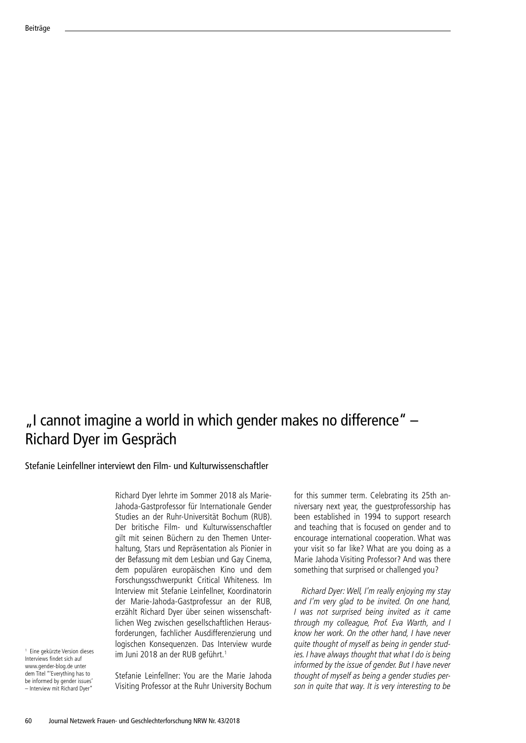# „I cannot imagine a world in which gender makes no difference" – Richard Dyer im Gespräch

## Stefanie Leinfellner interviewt den Film- und Kulturwissenschaftler

Richard Dyer lehrte im Sommer 2018 als Marie-Jahoda-Gastprofessor für Internationale Gender Studies an der Ruhr-Universität Bochum (RUB). Der britische Film- und Kulturwissenschaftler gilt mit seinen Büchern zu den Themen Unterhaltung, Stars und Repräsentation als Pionier in der Befassung mit dem Lesbian und Gay Cinema, dem populären europäischen Kino und dem Forschungsschwerpunkt Critical Whiteness. Im Interview mit Stefanie Leinfellner, Koordinatorin der Marie-Jahoda-Gastprofessur an der RUB, erzählt Richard Dyer über seinen wissenschaftlichen Weg zwischen gesellschaftlichen Herausforderungen, fachlicher Ausdifferenzierung und logischen Konsequenzen. Das Interview wurde im Juni 2018 an der RUB geführt.[1]

Stefanie Leinfellner: You are the Marie Jahoda Visiting Professor at the Ruhr University Bochum for this summer term. Celebrating its 25th anniversary next year, the guestprofessorship has been established in 1994 to support research and teaching that is focused on gender and to encourage international cooperation. What was your visit so far like? What are you doing as a Marie Jahoda Visiting Professor? And was there something that surprised or challenged you?

*Richard Dyer: Well, I'm really enjoying my stay and I'm very glad to be invited. On one hand, I was not surprised being invited as it came through my colleague, Prof. Eva Warth, and I know her work. On the other hand, I have never quite thought of myself as being in gender studies. I have always thought that what I do is being informed by the issue of gender. But I have never thought of myself as being a gender studies person in quite that way. It is very interesting to be*

[1] Eine gekürzte Version dieses Interviews findet sich auf www.gender-blog.de unter dem Titel "'Everything has to be informed by gender issues' – Interview mit Richard Dyer"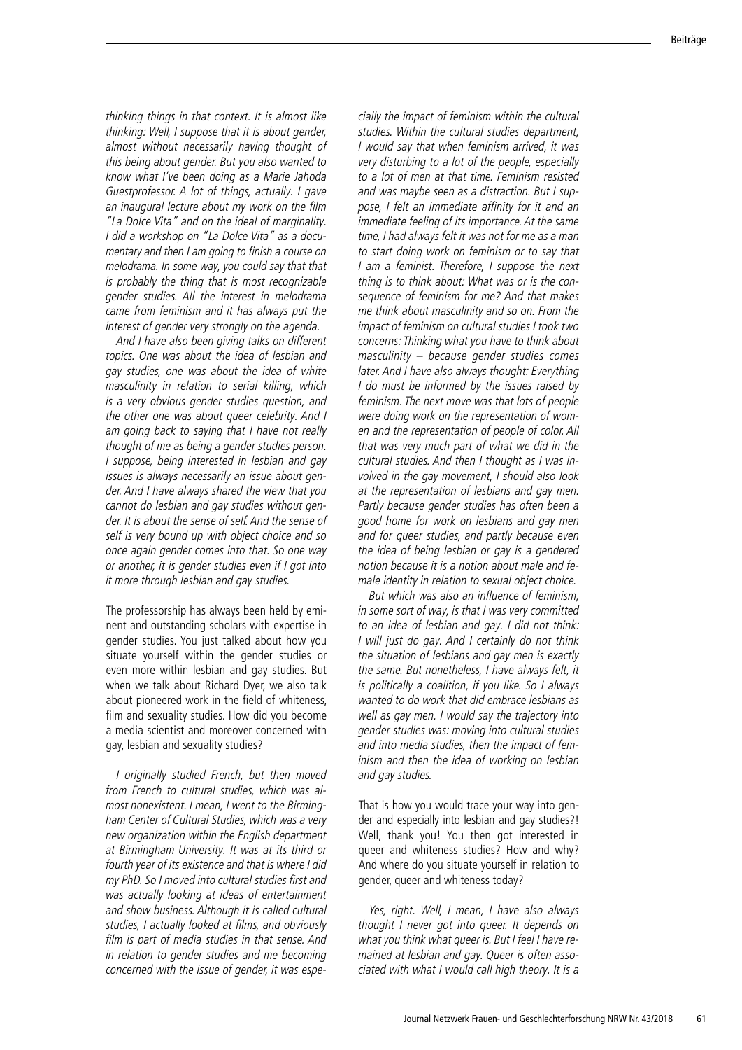*thinking things in that context. It is almost like thinking: Well, I suppose that it is about gender, almost without necessarily having thought of this being about gender. But you also wanted to know what I've been doing as a Marie Jahoda Guestprofessor. A lot of things, actually. I gave an inaugural lecture about my work on the film "La Dolce Vita" and on the ideal of marginality. I did a workshop on "La Dolce Vita" as a documentary and then I am going to finish a course on melodrama. In some way, you could say that that is probably the thing that is most recognizable gender studies. All the interest in melodrama came from feminism and it has always put the interest of gender very strongly on the agenda.*

*And I have also been giving talks on different topics. One was about the idea of lesbian and gay studies, one was about the idea of white masculinity in relation to serial killing, which is a very obvious gender studies question, and the other one was about queer celebrity. And I am going back to saying that I have not really thought of me as being a gender studies person. I suppose, being interested in lesbian and gay issues is always necessarily an issue about gender. And I have always shared the view that you cannot do lesbian and gay studies without gender. It is about the sense of self. And the sense of self is very bound up with object choice and so once again gender comes into that. So one way or another, it is gender studies even if I got into it more through lesbian and gay studies.*

The professorship has always been held by eminent and outstanding scholars with expertise in gender studies. You just talked about how you situate yourself within the gender studies or even more within lesbian and gay studies. But when we talk about Richard Dyer, we also talk about pioneered work in the field of whiteness, film and sexuality studies. How did you become a media scientist and moreover concerned with gay, lesbian and sexuality studies?

*I originally studied French, but then moved from French to cultural studies, which was almost nonexistent. I mean, I went to the Birmingham Center of Cultural Studies, which was a very new organization within the English department at Birmingham University. It was at its third or fourth year of its existence and that is where I did my PhD. So I moved into cultural studies first and was actually looking at ideas of entertainment and show business. Although it is called cultural studies, I actually looked at films, and obviously film is part of media studies in that sense. And in relation to gender studies and me becoming concerned with the issue of gender, it was especially the impact of feminism within the cultural studies. Within the cultural studies department, I would say that when feminism arrived, it was very disturbing to a lot of the people, especially to a lot of men at that time. Feminism resisted and was maybe seen as a distraction. But I suppose, I felt an immediate affinity for it and an immediate feeling of its importance. At the same time, I had always felt it was not for me as a man to start doing work on feminism or to say that I am a feminist. Therefore, I suppose the next thing is to think about: What was or is the consequence of feminism for me? And that makes me think about masculinity and so on. From the impact of feminism on cultural studies I took two concerns: Thinking what you have to think about masculinity – because gender studies comes later. And I have also always thought: Everything I do must be informed by the issues raised by feminism. The next move was that lots of people were doing work on the representation of women and the representation of people of color. All that was very much part of what we did in the cultural studies. And then I thought as I was involved in the gay movement, I should also look at the representation of lesbians and gay men. Partly because gender studies has often been a good home for work on lesbians and gay men and for queer studies, and partly because even the idea of being lesbian or gay is a gendered notion because it is a notion about male and female identity in relation to sexual object choice.*

*But which was also an influence of feminism, in some sort of way, is that I was very committed to an idea of lesbian and gay. I did not think: I will just do gay. And I certainly do not think the situation of lesbians and gay men is exactly the same. But nonetheless, I have always felt, it is politically a coalition, if you like. So I always wanted to do work that did embrace lesbians as well as gay men. I would say the trajectory into gender studies was: moving into cultural studies and into media studies, then the impact of feminism and then the idea of working on lesbian and gay studies.*

That is how you would trace your way into gender and especially into lesbian and gay studies?! Well, thank you! You then got interested in queer and whiteness studies? How and why? And where do you situate yourself in relation to gender, queer and whiteness today?

*Yes, right. Well, I mean, I have also always thought I never got into queer. It depends on what you think what queer is. But I feel I have remained at lesbian and gay. Queer is often associated with what I would call high theory. It is a*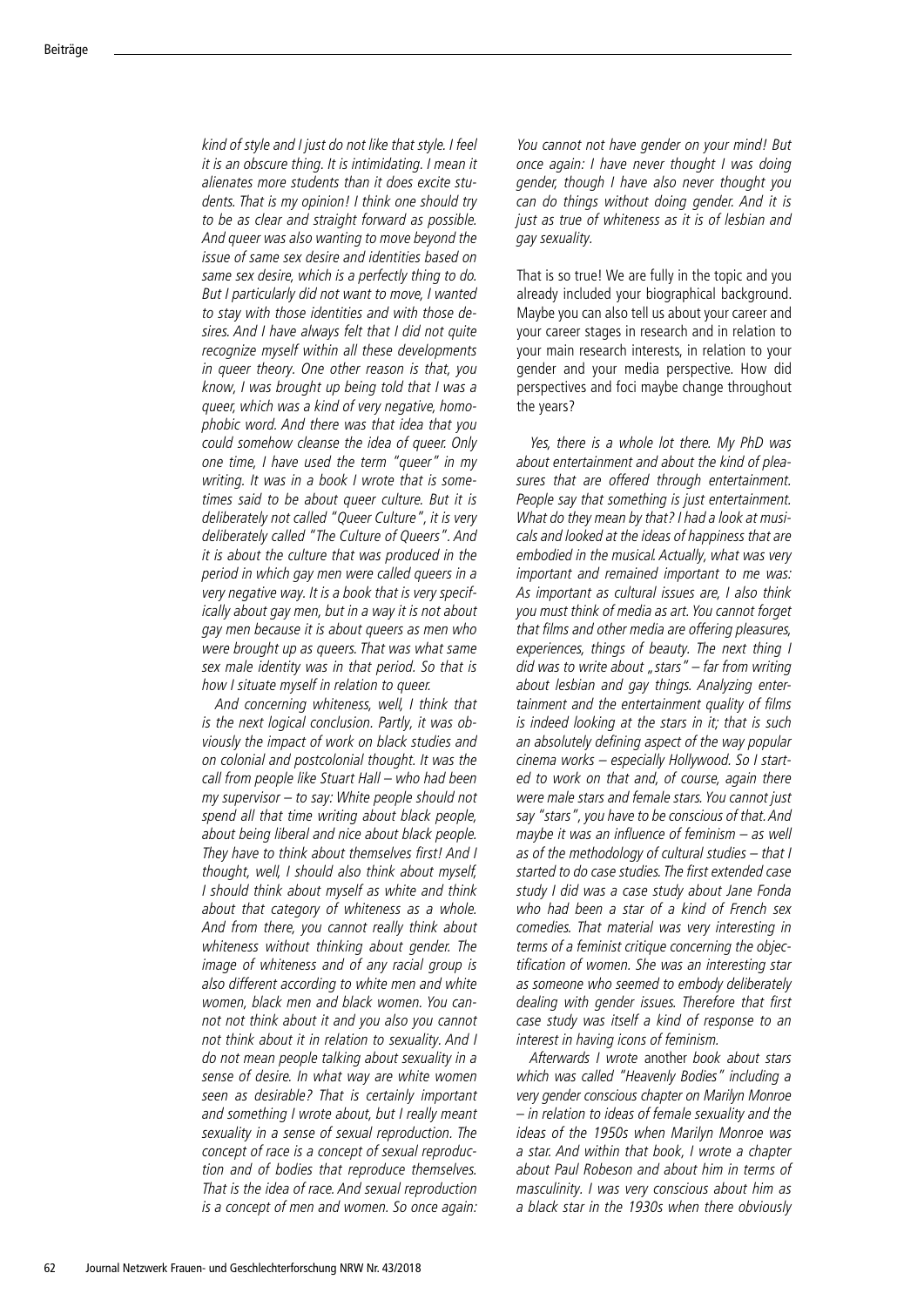*kind of style and I just do not like that style. I feel it is an obscure thing. It is intimidating. I mean it alienates more students than it does excite students. That is my opinion! I think one should try to be as clear and straight forward as possible. And queer was also wanting to move beyond the issue of same sex desire and identities based on same sex desire, which is a perfectly thing to do. But I particularly did not want to move, I wanted to stay with those identities and with those desires. And I have always felt that I did not quite recognize myself within all these developments in queer theory. One other reason is that, you know, I was brought up being told that I was a queer, which was a kind of very negative, homophobic word. And there was that idea that you could somehow cleanse the idea of queer. Only one time, I have used the term "queer" in my writing. It was in a book I wrote that is sometimes said to be about queer culture. But it is deliberately not called "Queer Culture", it is very deliberately called "The Culture of Queers". And it is about the culture that was produced in the period in which gay men were called queers in a very negative way. It is a book that is very specifically about gay men, but in a way it is not about gay men because it is about queers as men who were brought up as queers. That was what same sex male identity was in that period. So that is how I situate myself in relation to queer.*

*And concerning whiteness, well, I think that is the next logical conclusion. Partly, it was obviously the impact of work on black studies and on colonial and postcolonial thought. It was the call from people like Stuart Hall – who had been my supervisor – to say: White people should not spend all that time writing about black people, about being liberal and nice about black people. They have to think about themselves first! And I thought, well, I should also think about myself, I should think about myself as white and think about that category of whiteness as a whole. And from there, you cannot really think about whiteness without thinking about gender. The image of whiteness and of any racial group is also different according to white men and white women, black men and black women. You cannot not think about it and you also you cannot not think about it in relation to sexuality. And I do not mean people talking about sexuality in a sense of desire. In what way are white women seen as desirable? That is certainly important and something I wrote about, but I really meant sexuality in a sense of sexual reproduction. The concept of race is a concept of sexual reproduction and of bodies that reproduce themselves. That is the idea of race. And sexual reproduction is a concept of men and women. So once again: You cannot not have gender on your mind! But once again: I have never thought I was doing gender, though I have also never thought you can do things without doing gender. And it is just as true of whiteness as it is of lesbian and gay sexuality.*

That is so true! We are fully in the topic and you already included your biographical background. Maybe you can also tell us about your career and your career stages in research and in relation to your main research interests, in relation to your gender and your media perspective. How did perspectives and foci maybe change throughout the years?

*Yes, there is a whole lot there. My PhD was about entertainment and about the kind of pleasures that are offered through entertainment. People say that something is just entertainment. What do they mean by that? I had a look at musicals and looked at the ideas of happiness that are embodied in the musical. Actually, what was very important and remained important to me was: As important as cultural issues are, I also think you must think of media as art. You cannot forget that films and other media are offering pleasures, experiences, things of beauty. The next thing I did was to write about „stars" – far from writing about lesbian and gay things. Analyzing entertainment and the entertainment quality of films is indeed looking at the stars in it; that is such an absolutely defining aspect of the way popular cinema works – especially Hollywood. So I started to work on that and, of course, again there were male stars and female stars. You cannot just say "stars", you have to be conscious of that. And maybe it was an influence of feminism – as well as of the methodology of cultural studies – that I started to do case studies. The first extended case study I did was a case study about Jane Fonda who had been a star of a kind of French sex comedies. That material was very interesting in terms of a feminist critique concerning the objectification of women. She was an interesting star as someone who seemed to embody deliberately dealing with gender issues. Therefore that first case study was itself a kind of response to an interest in having icons of feminism.*

*Afterwards I wrote* another *book about stars which was called "Heavenly Bodies" including a very gender conscious chapter on Marilyn Monroe – in relation to ideas of female sexuality and the ideas of the 1950s when Marilyn Monroe was a star. And within that book, I wrote a chapter about Paul Robeson and about him in terms of masculinity. I was very conscious about him as a black star in the 1930s when there obviously*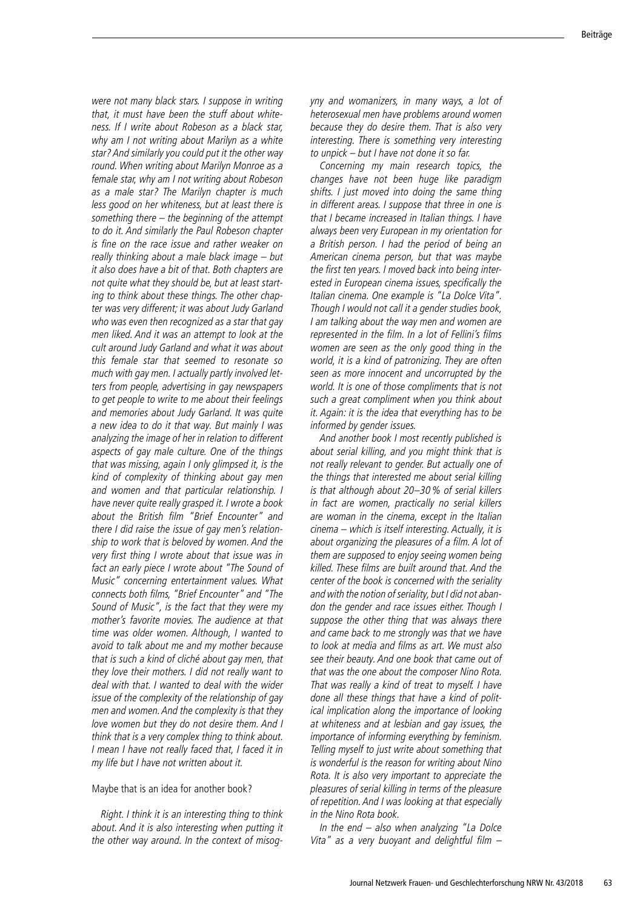*were not many black stars. I suppose in writing that, it must have been the stuff about whiteness. If I write about Robeson as a black star, why am I not writing about Marilyn as a white star? And similarly you could put it the other way round. When writing about Marilyn Monroe as a female star, why am I not writing about Robeson as a male star? The Marilyn chapter is much less good on her whiteness, but at least there is something there – the beginning of the attempt to do it. And similarly the Paul Robeson chapter is fine on the race issue and rather weaker on really thinking about a male black image – but it also does have a bit of that. Both chapters are not quite what they should be, but at least starting to think about these things. The other chapter was very different; it was about Judy Garland who was even then recognized as a star that gay men liked. And it was an attempt to look at the cult around Judy Garland and what it was about this female star that seemed to resonate so much with gay men. I actually partly involved letters from people, advertising in gay newspapers to get people to write to me about their feelings and memories about Judy Garland. It was quite a new idea to do it that way. But mainly I was analyzing the image of her in relation to different aspects of gay male culture. One of the things that was missing, again I only glimpsed it, is the kind of complexity of thinking about gay men and women and that particular relationship. I have never quite really grasped it. I wrote a book about the British film "Brief Encounter" and there I did raise the issue of gay men's relationship to work that is beloved by women. And the very first thing I wrote about that issue was in fact an early piece I wrote about "The Sound of Music" concerning entertainment values. What connects both films, "Brief Encounter" and "The Sound of Music", is the fact that they were my mother's favorite movies. The audience at that time was older women. Although, I wanted to avoid to talk about me and my mother because that is such a kind of cliché about gay men, that they love their mothers. I did not really want to deal with that. I wanted to deal with the wider issue of the complexity of the relationship of gay men and women. And the complexity is that they love women but they do not desire them. And I think that is a very complex thing to think about. I mean I have not really faced that, I faced it in my life but I have not written about it.*

Maybe that is an idea for another book?

*Right. I think it is an interesting thing to think about. And it is also interesting when putting it the other way around. In the context of misogyny and womanizers, in many ways, a lot of heterosexual men have problems around women because they do desire them. That is also very interesting. There is something very interesting to unpick – but I have not done it so far.*

*Concerning my main research topics, the changes have not been huge like paradigm shifts. I just moved into doing the same thing in different areas. I suppose that three in one is that I became increased in Italian things. I have always been very European in my orientation for a British person. I had the period of being an American cinema person, but that was maybe the first ten years. I moved back into being interested in European cinema issues, specifically the Italian cinema. One example is "La Dolce Vita". Though I would not call it a gender studies book, I am talking about the way men and women are represented in the film. In a lot of Fellini's films women are seen as the only good thing in the world, it is a kind of patronizing. They are often seen as more innocent and uncorrupted by the world. It is one of those compliments that is not such a great compliment when you think about it. Again: it is the idea that everything has to be informed by gender issues.*

*And another book I most recently published is about serial killing, and you might think that is not really relevant to gender. But actually one of the things that interested me about serial killing is that although about 20–30 % of serial killers in fact are women, practically no serial killers are woman in the cinema, except in the Italian cinema – which is itself interesting. Actually, it is about organizing the pleasures of a film. A lot of them are supposed to enjoy seeing women being killed. These films are built around that. And the center of the book is concerned with the seriality and with the notion of seriality, but I did not abandon the gender and race issues either. Though I suppose the other thing that was always there and came back to me strongly was that we have to look at media and films as art. We must also see their beauty. And one book that came out of that was the one about the composer Nino Rota. That was really a kind of treat to myself. I have done all these things that have a kind of political implication along the importance of looking at whiteness and at lesbian and gay issues, the importance of informing everything by feminism. Telling myself to just write about something that is wonderful is the reason for writing about Nino Rota. It is also very important to appreciate the pleasures of serial killing in terms of the pleasure of repetition. And I was looking at that especially in the Nino Rota book.*

*In the end – also when analyzing "La Dolce Vita" as a very buoyant and delightful film –*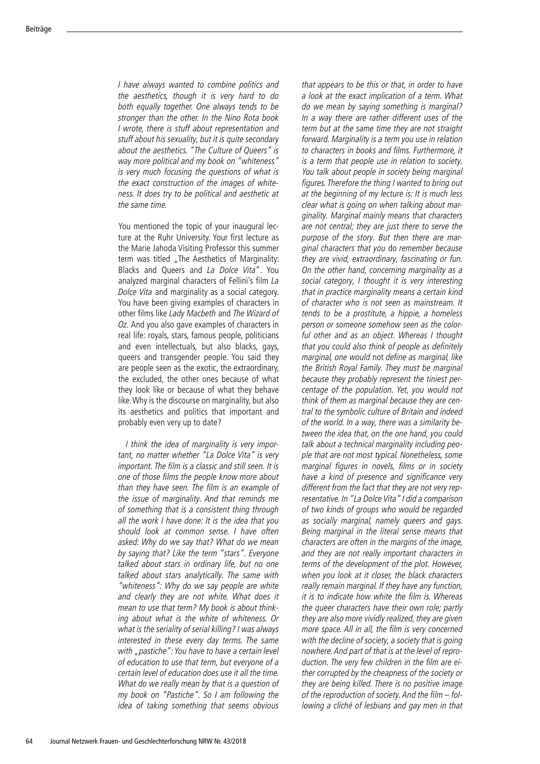*I have always wanted to combine politics and the aesthetics, though it is very hard to do both equally together. One always tends to be stronger than the other. In the Nino Rota book I wrote, there is stuff about representation and stuff about his sexuality, but it is quite secondary about the aesthetics. "The Culture of Queers" is way more political and my book on "whiteness" is very much focusing the questions of what is the exact construction of the images of whiteness. It does try to be political and aesthetic at the same time.*

You mentioned the topic of your inaugural lecture at the Ruhr University. Your first lecture as the Marie Jahoda Visiting Professor this summer term was titled „The Aesthetics of Marginality: Blacks and Queers and *La Dolce Vita*". You analyzed marginal characters of Fellini's film *La Dolce Vita* and marginality as a social category. You have been giving examples of characters in other films like *Lady Macbeth* and *The Wizard of Oz.* And you also gave examples of characters in real life: royals, stars, famous people, politicians and even intellectuals, but also blacks, gays, queers and transgender people. You said they are people seen as the exotic, the extraordinary, the excluded, the other ones because of what they look like or because of what they behave like. Why is the discourse on marginality, but also its aesthetics and politics that important and probably even very up to date?

*I think the idea of marginality is very important, no matter whether "La Dolce Vita" is very important. The film is a classic and still seen. It is one of those films the people know more about than they have seen. The film is an example of the issue of marginality. And that reminds me of something that is a consistent thing through all the work I have done: It is the idea that you should look at common sense. I have often asked: Why do we say that? What do we mean by saying that? Like the term "stars". Everyone talked about stars in ordinary life, but no one talked about stars analytically. The same with "whiteness": Why do we say people are white and clearly they are not white. What does it mean to use that term? My book is about thinking about what is the white of whiteness. Or what is the seriality of serial killing? I was always interested in these every day terms. The same with „pastiche": You have to have a certain level of education to use that term, but everyone of a certain level of education does use it all the time. What do we really mean by that is a question of my book on "Pastiche". So I am following the idea of taking something that seems obvious that appears to be this or that, in order to have a look at the exact implication of a term. What do we mean by saying something is marginal? In a way there are rather different uses of the term but at the same time they are not straight forward. Marginality is a term you use in relation to characters in books and films. Furthermore, it is a term that people use in relation to society. You talk about people in society being marginal figures. Therefore the thing I wanted to bring out at the beginning of my lecture is: It is much less clear what is going on when talking about marginality. Marginal mainly means that characters are not central; they are just there to serve the purpose of the story. But then there are marginal characters that you* do *remember because they are vivid, extraordinary, fascinating or fun. On the other hand, concerning marginality as a social category, I thought it is very interesting that in practice marginality means a certain kind of character who is not seen as mainstream. It tends to be a prostitute, a hippie, a homeless person or someone somehow seen as the colorful other and as an object. Whereas I thought that you could also think of people as definitely marginal, one would* not *define as marginal, like the British Royal Family. They must be marginal because they probably represent the tiniest percentage of the population. Yet, you would not think of them as marginal because they are central to the symbolic culture of Britain and indeed of the world. In a way, there was a similarity between the idea that, on the one hand, you could talk about a technical marginality including people that are not most typical. Nonetheless, some marginal figures in novels, films or in society have a kind of presence and significance very different from the fact that they are not very representative. In "La Dolce Vita" I did a comparison of two kinds of groups who would be regarded as socially marginal, namely queers and gays. Being marginal in the literal sense means that characters are often in the margins of the image, and they are not really important characters in terms of the development of the plot. However, when you look at it closer, the black characters really remain marginal. If they have any function, it is to indicate how white the film is. Whereas the queer characters have their own role; partly they are also more vividly realized, they are given more space. All in all, the film is very concerned with the decline of society, a society that is going nowhere. And part of that is at the level of reproduction. The very few children in the film are either corrupted by the cheapness of the society or they are being killed. There is no positive image of the reproduction of society. And the film – following a cliché of lesbians and gay men in that*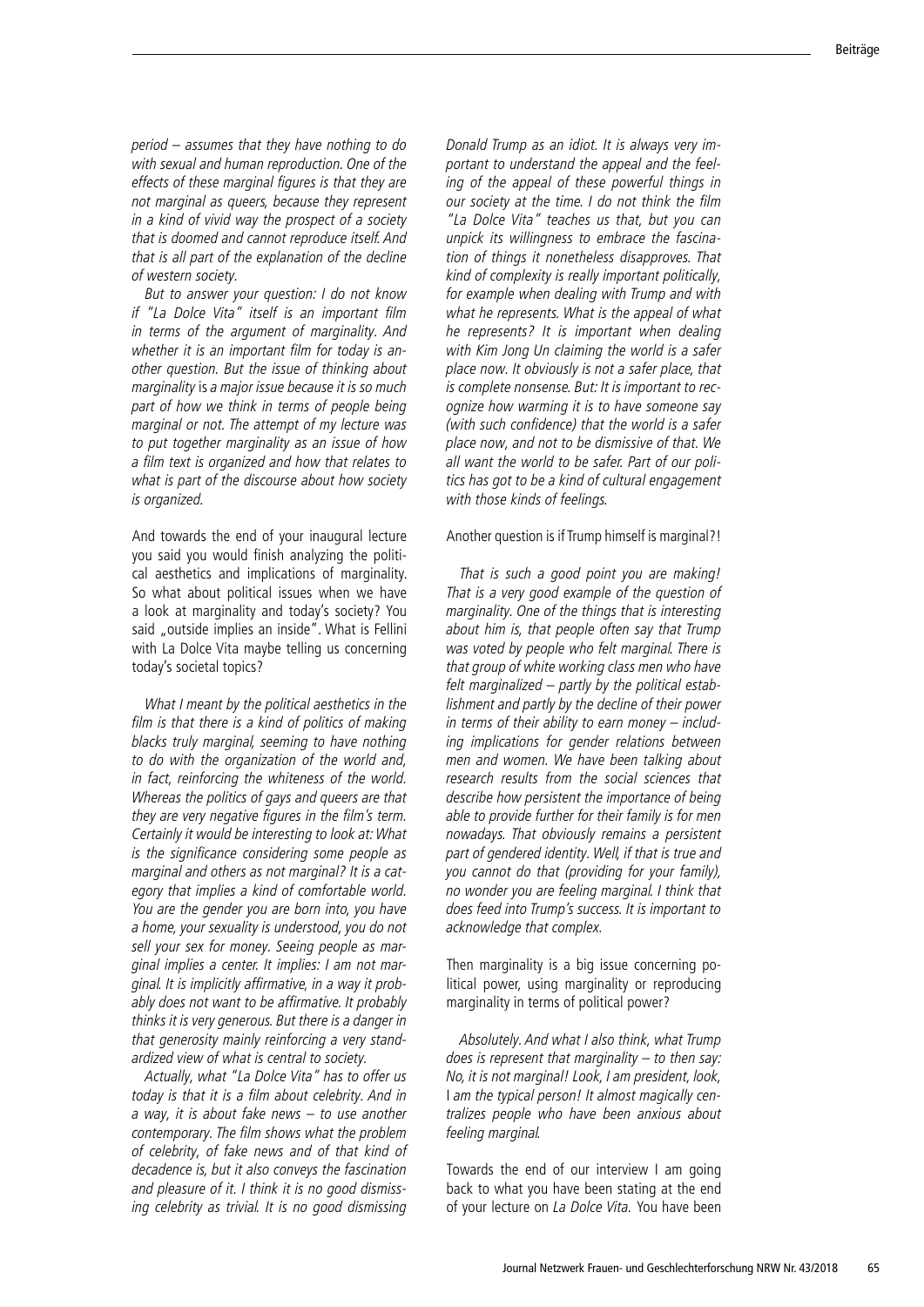*period – assumes that they have nothing to do with sexual and human reproduction. One of the effects of these marginal figures is that they are not marginal as queers, because they represent in a kind of vivid way the prospect of a society that is doomed and cannot reproduce itself. And that is all part of the explanation of the decline of western society.*

*But to answer your question: I do not know if "La Dolce Vita" itself is an important film in terms of the argument of marginality. And whether it is an important film for today is another question. But the issue of thinking about marginality is a major issue because it is so much part of how we think in terms of people being marginal or not. The attempt of my lecture was to put together marginality as an issue of how a film text is organized and how that relates to what is part of the discourse about how society is organized.*

And towards the end of your inaugural lecture you said you would finish analyzing the political aesthetics and implications of marginality. So what about political issues when we have a look at marginality and today's society? You said „outside implies an inside". What is Fellini with La Dolce Vita maybe telling us concerning today's societal topics?

*What I meant by the political aesthetics in the film is that there is a kind of politics of making blacks truly marginal, seeming to have nothing to do with the organization of the world and, in fact, reinforcing the whiteness of the world. Whereas the politics of gays and queers are that they are very negative figures in the film's term. Certainly it would be interesting to look at: What is the significance considering some people as marginal and others as not marginal? It is a category that implies a kind of comfortable world. You are the gender you are born into, you have a home, your sexuality is understood, you do not sell your sex for money. Seeing people as marginal implies a center. It implies: I am not marginal. It is implicitly affirmative, in a way it probably does not want to be affirmative. It probably thinks it is very generous. But there is a danger in that generosity mainly reinforcing a very standardized view of what is central to society.*

*Actually, what "La Dolce Vita" has to offer us today is that it is a film about celebrity. And in a way, it is about fake news – to use another contemporary. The film shows what the problem of celebrity, of fake news and of that kind of decadence is, but it also conveys the fascination and pleasure of it. I think it is no good dismissing celebrity as trivial. It is no good dismissing Donald Trump as an idiot. It is always very important to understand the appeal and the feeling of the appeal of these powerful things in our society at the time. I do not think the film "La Dolce Vita" teaches us that, but you can unpick its willingness to embrace the fascination of things it nonetheless disapproves. That kind of complexity is really important politically, for example when dealing with Trump and with what he represents. What is the appeal of what he represents? It is important when dealing with Kim Jong Un claiming the world is a safer place now. It obviously is not a safer place, that is complete nonsense. But: It is important to recognize how warming it is to have someone say (with such confidence) that the world is a safer place now, and not to be dismissive of that. We all want the world to be safer. Part of our politics has got to be a kind of cultural engagement with those kinds of feelings.*

Another question is if Trump himself is marginal?!

*That is such a good point you are making! That is a very good example of the question of marginality. One of the things that is interesting about him is, that people often say that Trump was voted by people who felt marginal. There is that group of white working class men who have felt marginalized – partly by the political establishment and partly by the decline of their power in terms of their ability to earn money – including implications for gender relations between men and women. We have been talking about research results from the social sciences that describe how persistent the importance of being able to provide further for their family is for men nowadays. That obviously remains a persistent part of gendered identity. Well, if that is true and you cannot do that (providing for your family), no wonder you are feeling marginal. I think that does feed into Trump's success. It is important to acknowledge that complex.*

Then marginality is a big issue concerning political power, using marginality or reproducing marginality in terms of political power?

*Absolutely. And what I also think, what Trump does is represent that marginality – to then say: No, it is not marginal! Look, I am president, look, I am the typical person! It almost magically centralizes people who have been anxious about feeling marginal.*

Towards the end of our interview I am going back to what you have been stating at the end of your lecture on *La Dolce Vita.* You have been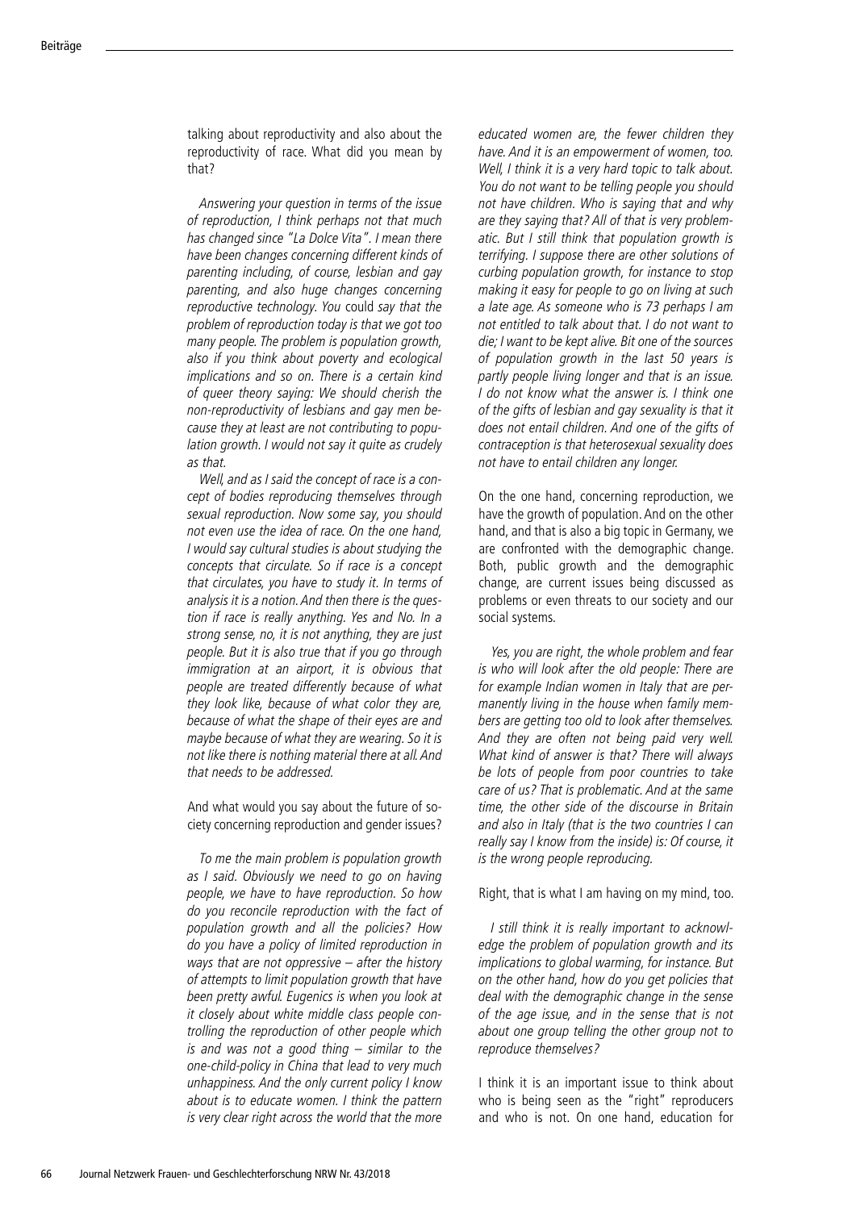talking about reproductivity and also about the reproductivity of race. What did you mean by that?

*Answering your question in terms of the issue of reproduction, I think perhaps not that much has changed since "La Dolce Vita". I mean there have been changes concerning different kinds of parenting including, of course, lesbian and gay parenting, and also huge changes concerning reproductive technology. You* could *say that the problem of reproduction today is that we got too many people. The problem is population growth, also if you think about poverty and ecological implications and so on. There is a certain kind of queer theory saying: We should cherish the non-reproductivity of lesbians and gay men because they at least are not contributing to population growth. I would not say it quite as crudely as that.*

*Well, and as I said the concept of race is a concept of bodies reproducing themselves through sexual reproduction. Now some say, you should not even use the idea of race. On the one hand, I would say cultural studies is about studying the concepts that circulate. So if race is a concept that circulates, you have to study it. In terms of analysis it is a notion. And then there is the question if race is really anything. Yes and No. In a strong sense, no, it is not anything, they are just people. But it is also true that if you go through immigration at an airport, it is obvious that people are treated differently because of what they look like, because of what color they are, because of what the shape of their eyes are and maybe because of what they are wearing. So it is not like there is nothing material there at all. And that needs to be addressed.*

And what would you say about the future of society concerning reproduction and gender issues?

*To me the main problem is population growth as I said. Obviously we need to go on having people, we have to have reproduction. So how do you reconcile reproduction with the fact of population growth and all the policies? How do you have a policy of limited reproduction in ways that are not oppressive – after the history of attempts to limit population growth that have been pretty awful. Eugenics is when you look at it closely about white middle class people controlling the reproduction of other people which is and was not a good thing – similar to the one-child-policy in China that lead to very much unhappiness. And the only current policy I know about is to educate women. I think the pattern is very clear right across the world that the more educated women are, the fewer children they have. And it is an empowerment of women, too. Well, I think it is a very hard topic to talk about. You do not want to be telling people you should not have children. Who is saying that and why are they saying that? All of that is very problematic. But I still think that population growth is terrifying. I suppose there are other solutions of curbing population growth, for instance to stop making it easy for people to go on living at such a late age. As someone who is 73 perhaps I am not entitled to talk about that. I do not want to die; I want to be kept alive. Bit one of the sources of population growth in the last 50 years is partly people living longer and that is an issue. I do not know what the answer is. I think one of the gifts of lesbian and gay sexuality is that it does not entail children. And one of the gifts of contraception is that heterosexual sexuality does not have to entail children any longer.*

On the one hand, concerning reproduction, we have the growth of population. And on the other hand, and that is also a big topic in Germany, we are confronted with the demographic change. Both, public growth and the demographic change, are current issues being discussed as problems or even threats to our society and our social systems.

*Yes, you are right, the whole problem and fear is who will look after the old people: There are for example Indian women in Italy that are permanently living in the house when family members are getting too old to look after themselves. And they are often not being paid very well. What kind of answer is that? There will always be lots of people from poor countries to take care of us? That is problematic. And at the same time, the other side of the discourse in Britain and also in Italy (that is the two countries I can really say I know from the inside) is: Of course, it is the wrong people reproducing.*

Right, that is what I am having on my mind, too.

*I still think it is really important to acknowledge the problem of population growth and its implications to global warming, for instance. But on the other hand, how do you get policies that deal with the demographic change in the sense of the age issue, and in the sense that is not about one group telling the other group not to reproduce themselves?*

I think it is an important issue to think about who is being seen as the "right" reproducers and who is not. On one hand, education for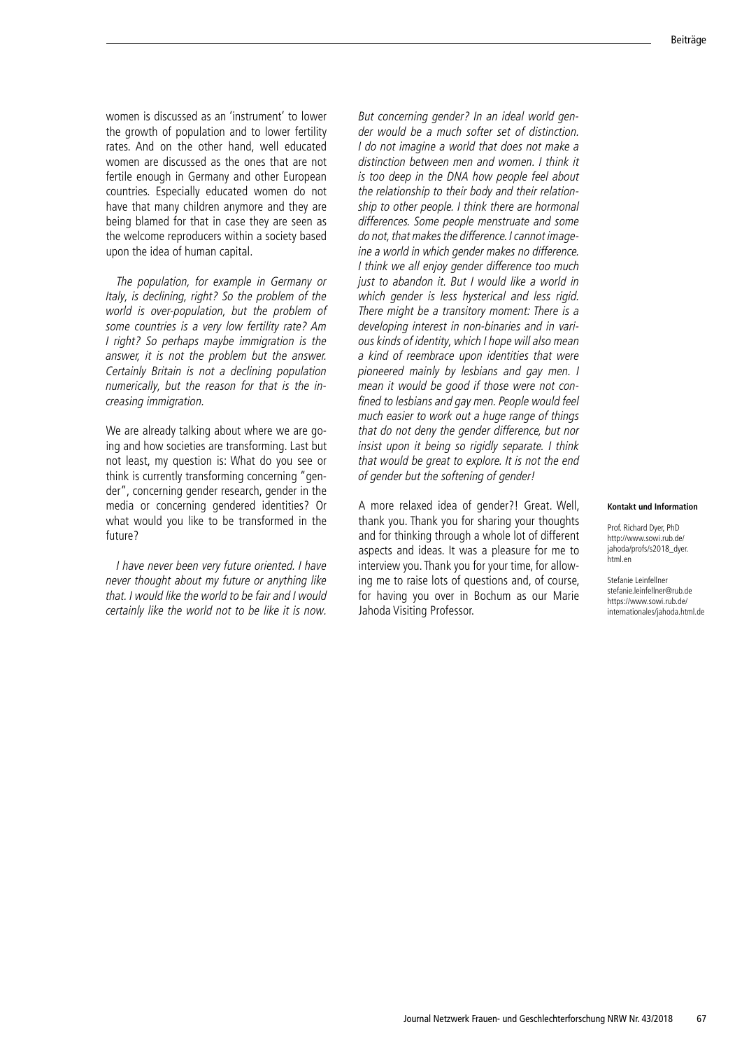women is discussed as an 'instrument' to lower the growth of population and to lower fertility rates. And on the other hand, well educated women are discussed as the ones that are not fertile enough in Germany and other European countries. Especially educated women do not have that many children anymore and they are being blamed for that in case they are seen as the welcome reproducers within a society based upon the idea of human capital.

*The population, for example in Germany or Italy, is declining, right? So the problem of the world is over-population, but the problem of some countries is a very low fertility rate? Am I right? So perhaps maybe immigration is the answer, it is not the problem but the answer. Certainly Britain is not a declining population numerically, but the reason for that is the increasing immigration.*

We are already talking about where we are going and how societies are transforming. Last but not least, my question is: What do you see or think is currently transforming concerning "gender", concerning gender research, gender in the media or concerning gendered identities? Or what would you like to be transformed in the future?

*I have never been very future oriented. I have never thought about my future or anything like that. I would like the world to be fair and I would certainly like the world not to be like it is now. But concerning gender? In an ideal world gender would be a much softer set of distinction. I do not imagine a world that does not make a distinction between men and women. I think it is too deep in the DNA how people feel about the relationship to their body and their relationship to other people. I think there are hormonal differences. Some people menstruate and some do not, that makes the difference. I cannot imageine a world in which gender makes no difference. I think we all enjoy gender difference too much just to abandon it. But I would like a world in which gender is less hysterical and less rigid. There might be a transitory moment: There is a developing interest in non-binaries and in various kinds of identity, which I hope will also mean a kind of reembrace upon identities that were pioneered mainly by lesbians and gay men. I mean it would be good if those were not confined to lesbians and gay men. People would feel much easier to work out a huge range of things that do not deny the gender difference, but nor insist upon it being so rigidly separate. I think that would be great to explore. It is not the end of gender but the softening of gender!*

A more relaxed idea of gender?! Great. Well, thank you. Thank you for sharing your thoughts and for thinking through a whole lot of different aspects and ideas. It was a pleasure for me to interview you. Thank you for your time, for allowing me to raise lots of questions and, of course, for having you over in Bochum as our Marie Jahoda Visiting Professor.

**Kontakt und Information**

Prof. Richard Dyer, PhD
http://www.sowi.rub.de/jahoda/profs/s2018_dyer.html.en

Stefanie Leinfellner
stefanie.leinfellner@rub.de
https://www.sowi.rub.de/internationales/jahoda.html.de